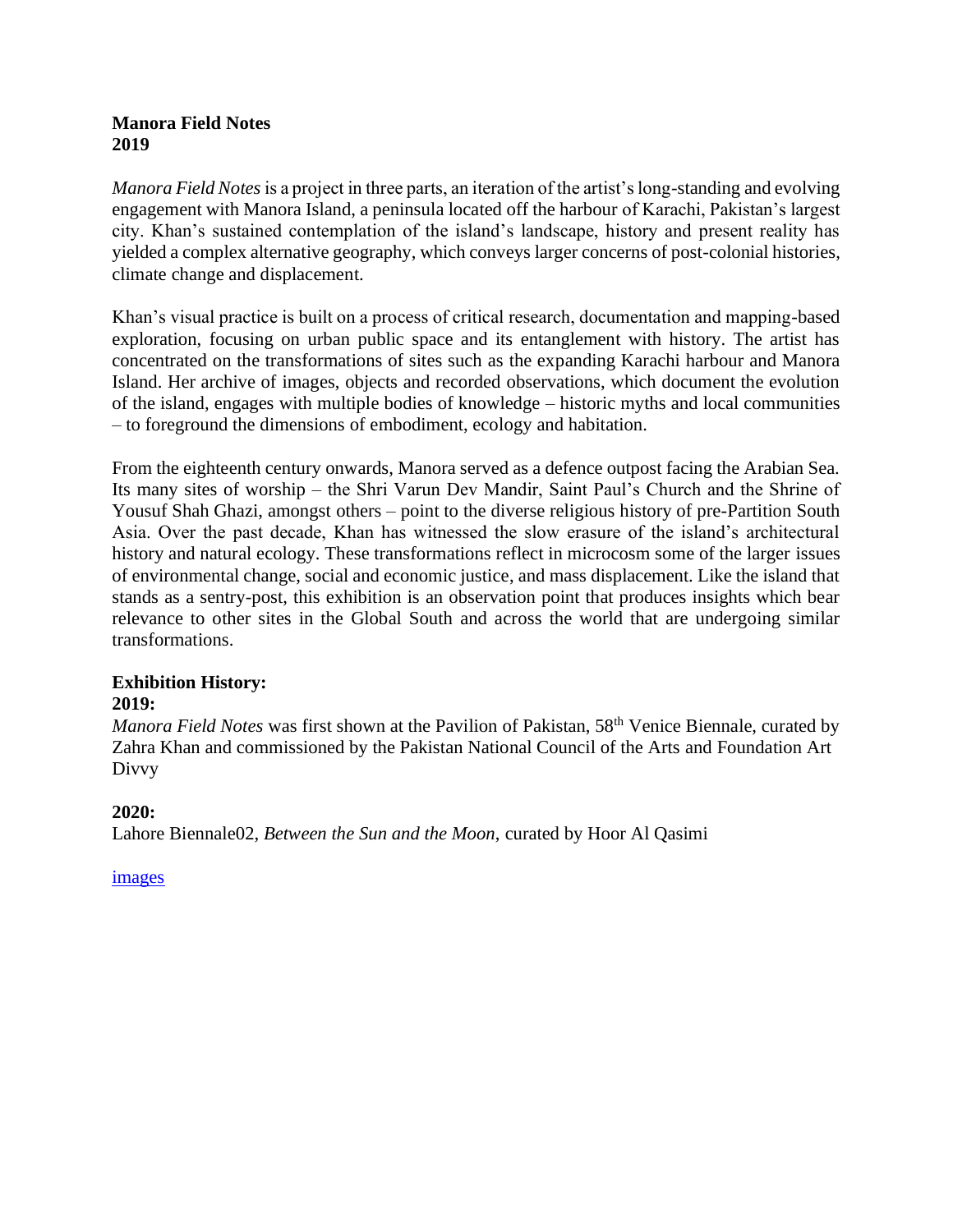**Manora Field Notes**
**2019**

*Manora Field Notes* is a project in three parts, an iteration of the artist's long-standing and evolving engagement with Manora Island, a peninsula located off the harbour of Karachi, Pakistan's largest city. Khan's sustained contemplation of the island's landscape, history and present reality has yielded a complex alternative geography, which conveys larger concerns of post-colonial histories, climate change and displacement.

Khan's visual practice is built on a process of critical research, documentation and mapping-based exploration, focusing on urban public space and its entanglement with history. The artist has concentrated on the transformations of sites such as the expanding Karachi harbour and Manora Island. Her archive of images, objects and recorded observations, which document the evolution of the island, engages with multiple bodies of knowledge – historic myths and local communities – to foreground the dimensions of embodiment, ecology and habitation.

From the eighteenth century onwards, Manora served as a defence outpost facing the Arabian Sea. Its many sites of worship – the Shri Varun Dev Mandir, Saint Paul's Church and the Shrine of Yousuf Shah Ghazi, amongst others – point to the diverse religious history of pre-Partition South Asia. Over the past decade, Khan has witnessed the slow erasure of the island's architectural history and natural ecology. These transformations reflect in microcosm some of the larger issues of environmental change, social and economic justice, and mass displacement. Like the island that stands as a sentry-post, this exhibition is an observation point that produces insights which bear relevance to other sites in the Global South and across the world that are undergoing similar transformations.

**Exhibition History:**

**2019:**

*Manora Field Notes* was first shown at the Pavilion of Pakistan, 58th Venice Biennale, curated by Zahra Khan and commissioned by the Pakistan National Council of the Arts and Foundation Art Divvy

**2020:**

Lahore Biennale02, *Between the Sun and the Moon*, curated by Hoor Al Qasimi

images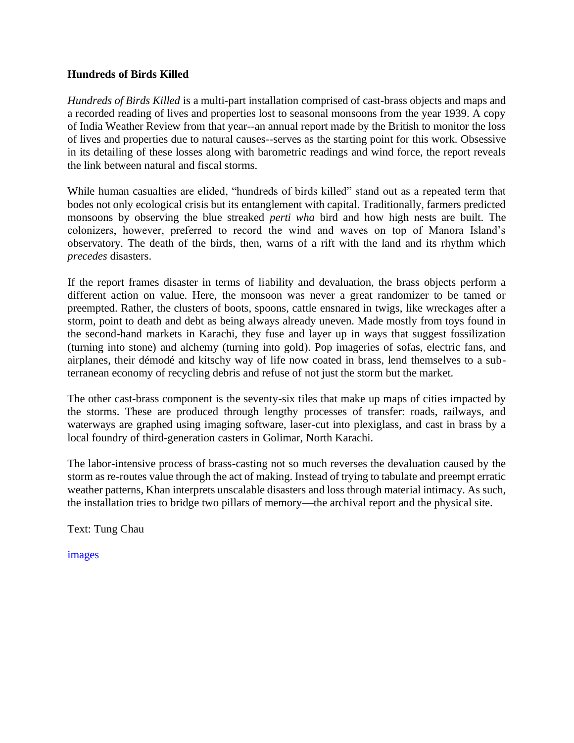**Hundreds of Birds Killed**

*Hundreds of Birds Killed* is a multi-part installation comprised of cast-brass objects and maps and a recorded reading of lives and properties lost to seasonal monsoons from the year 1939. A copy of India Weather Review from that year--an annual report made by the British to monitor the loss of lives and properties due to natural causes--serves as the starting point for this work. Obsessive in its detailing of these losses along with barometric readings and wind force, the report reveals the link between natural and fiscal storms.

While human casualties are elided, "hundreds of birds killed" stand out as a repeated term that bodes not only ecological crisis but its entanglement with capital. Traditionally, farmers predicted monsoons by observing the blue streaked *perti wha* bird and how high nests are built. The colonizers, however, preferred to record the wind and waves on top of Manora Island's observatory. The death of the birds, then, warns of a rift with the land and its rhythm which *precedes* disasters.

If the report frames disaster in terms of liability and devaluation, the brass objects perform a different action on value. Here, the monsoon was never a great randomizer to be tamed or preempted. Rather, the clusters of boots, spoons, cattle ensnared in twigs, like wreckages after a storm, point to death and debt as being always already uneven. Made mostly from toys found in the second-hand markets in Karachi, they fuse and layer up in ways that suggest fossilization (turning into stone) and alchemy (turning into gold). Pop imageries of sofas, electric fans, and airplanes, their démodé and kitschy way of life now coated in brass, lend themselves to a sub-terranean economy of recycling debris and refuse of not just the storm but the market.

The other cast-brass component is the seventy-six tiles that make up maps of cities impacted by the storms. These are produced through lengthy processes of transfer: roads, railways, and waterways are graphed using imaging software, laser-cut into plexiglass, and cast in brass by a local foundry of third-generation casters in Golimar, North Karachi.

The labor-intensive process of brass-casting not so much reverses the devaluation caused by the storm as re-routes value through the act of making. Instead of trying to tabulate and preempt erratic weather patterns, Khan interprets unscalable disasters and loss through material intimacy. As such, the installation tries to bridge two pillars of memory—the archival report and the physical site.

Text: Tung Chau

images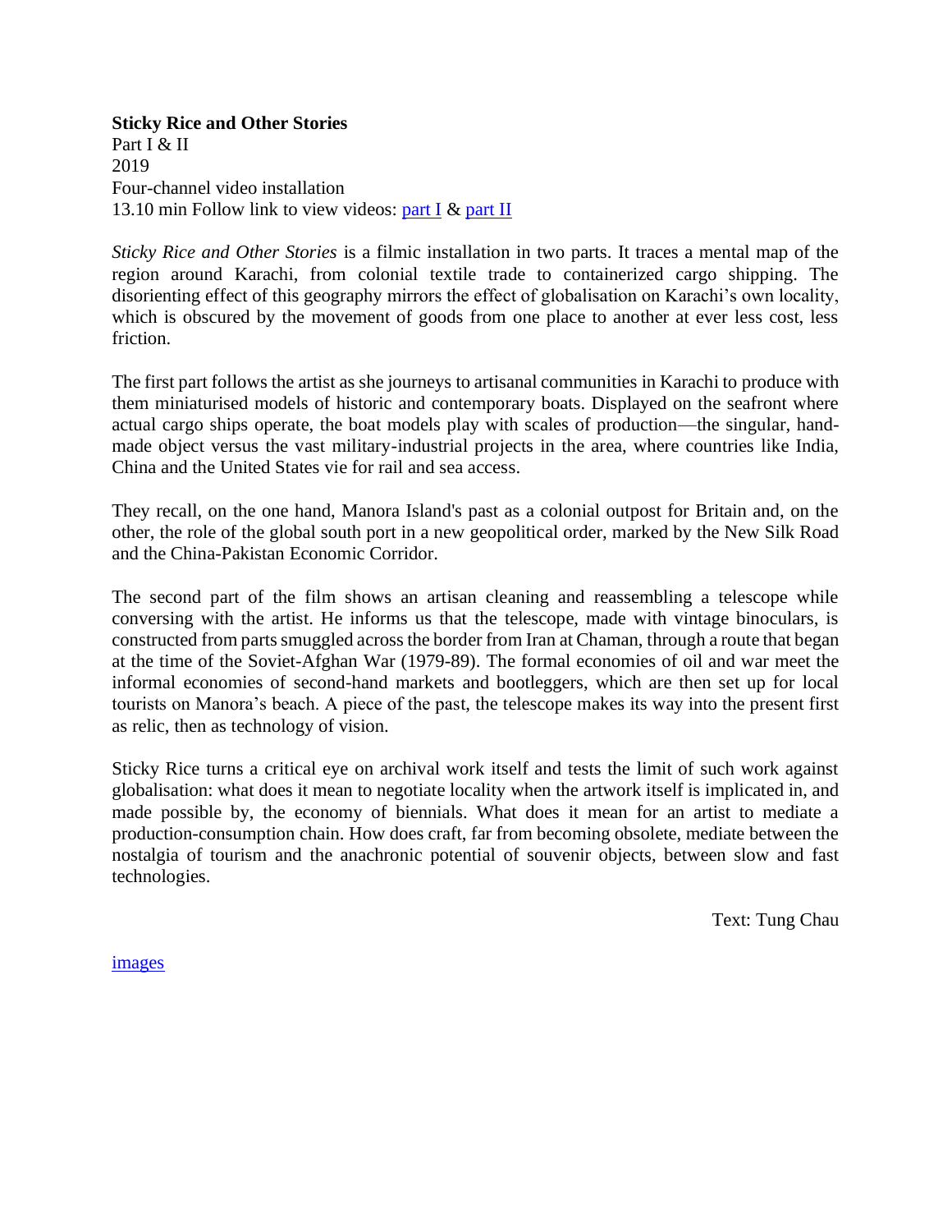**Sticky Rice and Other Stories**
Part I & II
2019
Four-channel video installation
13.10 min Follow link to view videos: part I & part II

*Sticky Rice and Other Stories* is a filmic installation in two parts. It traces a mental map of the region around Karachi, from colonial textile trade to containerized cargo shipping. The disorienting effect of this geography mirrors the effect of globalisation on Karachi's own locality, which is obscured by the movement of goods from one place to another at ever less cost, less friction.

The first part follows the artist as she journeys to artisanal communities in Karachi to produce with them miniaturised models of historic and contemporary boats. Displayed on the seafront where actual cargo ships operate, the boat models play with scales of production—the singular, hand-made object versus the vast military-industrial projects in the area, where countries like India, China and the United States vie for rail and sea access.

They recall, on the one hand, Manora Island's past as a colonial outpost for Britain and, on the other, the role of the global south port in a new geopolitical order, marked by the New Silk Road and the China-Pakistan Economic Corridor.

The second part of the film shows an artisan cleaning and reassembling a telescope while conversing with the artist. He informs us that the telescope, made with vintage binoculars, is constructed from parts smuggled across the border from Iran at Chaman, through a route that began at the time of the Soviet-Afghan War (1979-89). The formal economies of oil and war meet the informal economies of second-hand markets and bootleggers, which are then set up for local tourists on Manora's beach. A piece of the past, the telescope makes its way into the present first as relic, then as technology of vision.

Sticky Rice turns a critical eye on archival work itself and tests the limit of such work against globalisation: what does it mean to negotiate locality when the artwork itself is implicated in, and made possible by, the economy of biennials. What does it mean for an artist to mediate a production-consumption chain. How does craft, far from becoming obsolete, mediate between the nostalgia of tourism and the anachronic potential of souvenir objects, between slow and fast technologies.

Text: Tung Chau

images